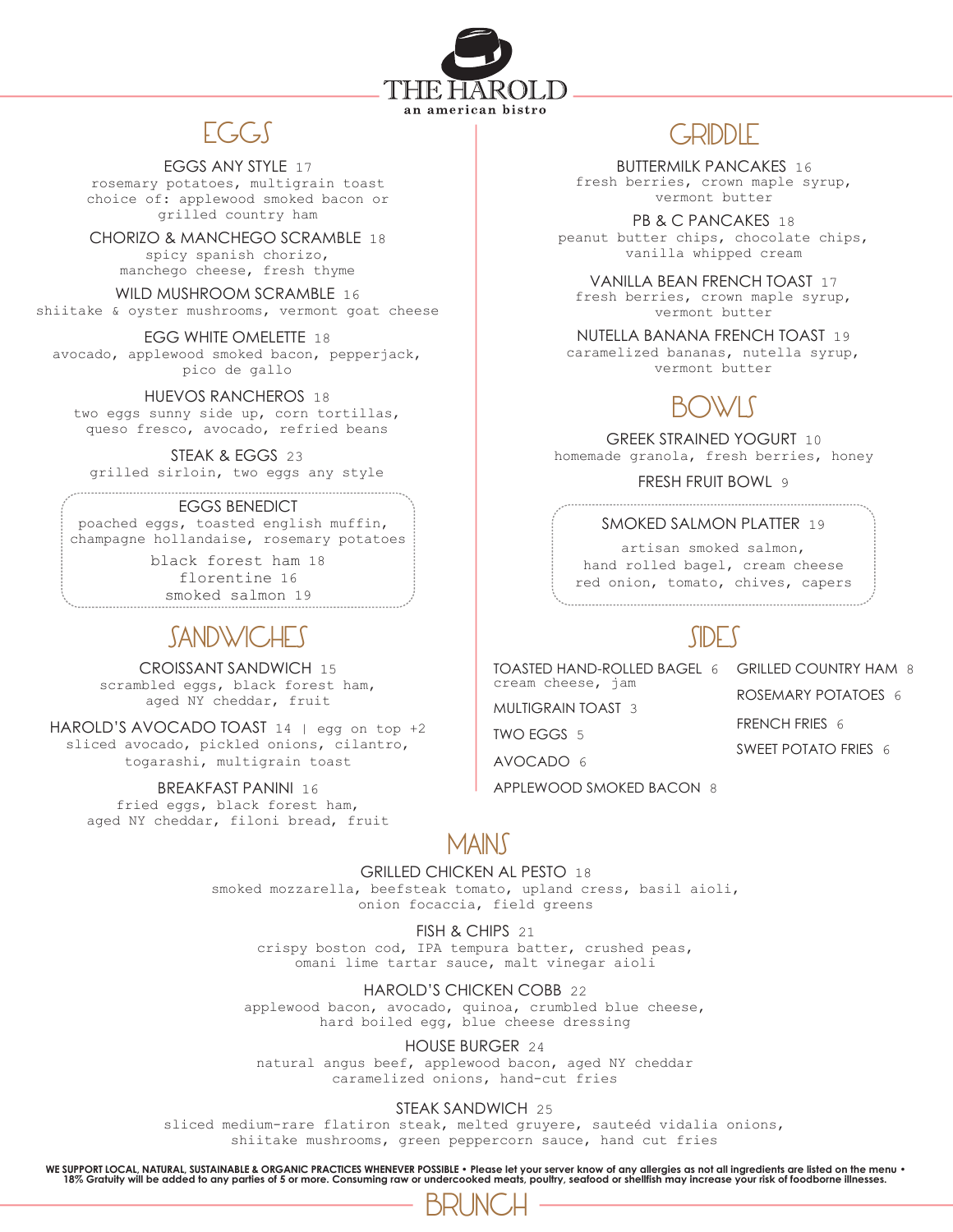# THE HAROLD

an american bistro

## EGGS

**EGGS ANY STYLE** 17
rosemary potatoes, multigrain toast
choice of: applewood smoked bacon or grilled country ham

**CHORIZO & MANCHEGO SCRAMBLE** 18
spicy spanish chorizo, manchego cheese, fresh thyme

**WILD MUSHROOM SCRAMBLE** 16
shiitake & oyster mushrooms, vermont goat cheese

**EGG WHITE OMELETTE** 18
avocado, applewood smoked bacon, pepperjack, pico de gallo

**HUEVOS RANCHEROS** 18
two eggs sunny side up, corn tortillas, queso fresco, avocado, refried beans

**STEAK & EGGS** 23
grilled sirloin, two eggs any style

**EGGS BENEDICT**
poached eggs, toasted english muffin, champagne hollandaise, rosemary potatoes

- black forest ham 18
- florentine 16
- smoked salmon 19

## SANDWICHES

**CROISSANT SANDWICH** 15
scrambled eggs, black forest ham, aged NY cheddar, fruit

**HAROLD'S AVOCADO TOAST** 14 | egg on top +2
sliced avocado, pickled onions, cilantro, togarashi, multigrain toast

**BREAKFAST PANINI** 16
fried eggs, black forest ham, aged NY cheddar, filoni bread, fruit

## GRIDDLE

**BUTTERMILK PANCAKES** 16
fresh berries, crown maple syrup, vermont butter

**PB & C PANCAKES** 18
peanut butter chips, chocolate chips, vanilla whipped cream

**VANILLA BEAN FRENCH TOAST** 17
fresh berries, crown maple syrup, vermont butter

**NUTELLA BANANA FRENCH TOAST** 19
caramelized bananas, nutella syrup, vermont butter

## BOWLS

**GREEK STRAINED YOGURT** 10
homemade granola, fresh berries, honey

**FRESH FRUIT BOWL** 9

**SMOKED SALMON PLATTER** 19
artisan smoked salmon, hand rolled bagel, cream cheese
red onion, tomato, chives, capers

## SIDES

**TOASTED HAND-ROLLED BAGEL** 6
cream cheese, jam

**MULTIGRAIN TOAST** 3

**TWO EGGS** 5

**AVOCADO** 6

**APPLEWOOD SMOKED BACON** 8

**GRILLED COUNTRY HAM** 8

**ROSEMARY POTATOES** 6

**FRENCH FRIES** 6

**SWEET POTATO FRIES** 6

## MAINS

**GRILLED CHICKEN AL PESTO** 18
smoked mozzarella, beefsteak tomato, upland cress, basil aioli, onion focaccia, field greens

**FISH & CHIPS** 21
crispy boston cod, IPA tempura batter, crushed peas, omani lime tartar sauce, malt vinegar aioli

**HAROLD'S CHICKEN COBB** 22
applewood bacon, avocado, quinoa, crumbled blue cheese, hard boiled egg, blue cheese dressing

**HOUSE BURGER** 24
natural angus beef, applewood bacon, aged NY cheddar
caramelized onions, hand-cut fries

**STEAK SANDWICH** 25
sliced medium-rare flatiron steak, melted gruyere, sauteéd vidalia onions, shiitake mushrooms, green peppercorn sauce, hand cut fries

**WE SUPPORT LOCAL, NATURAL, SUSTAINABLE & ORGANIC PRACTICES WHENEVER POSSIBLE • Please let your server know of any allergies as not all ingredients are listed on the menu • 18% Gratuity will be added to any parties of 5 or more. Consuming raw or undercooked meats, poultry, seafood or shellfish may increase your risk of foodborne illnesses.**

BRUNCH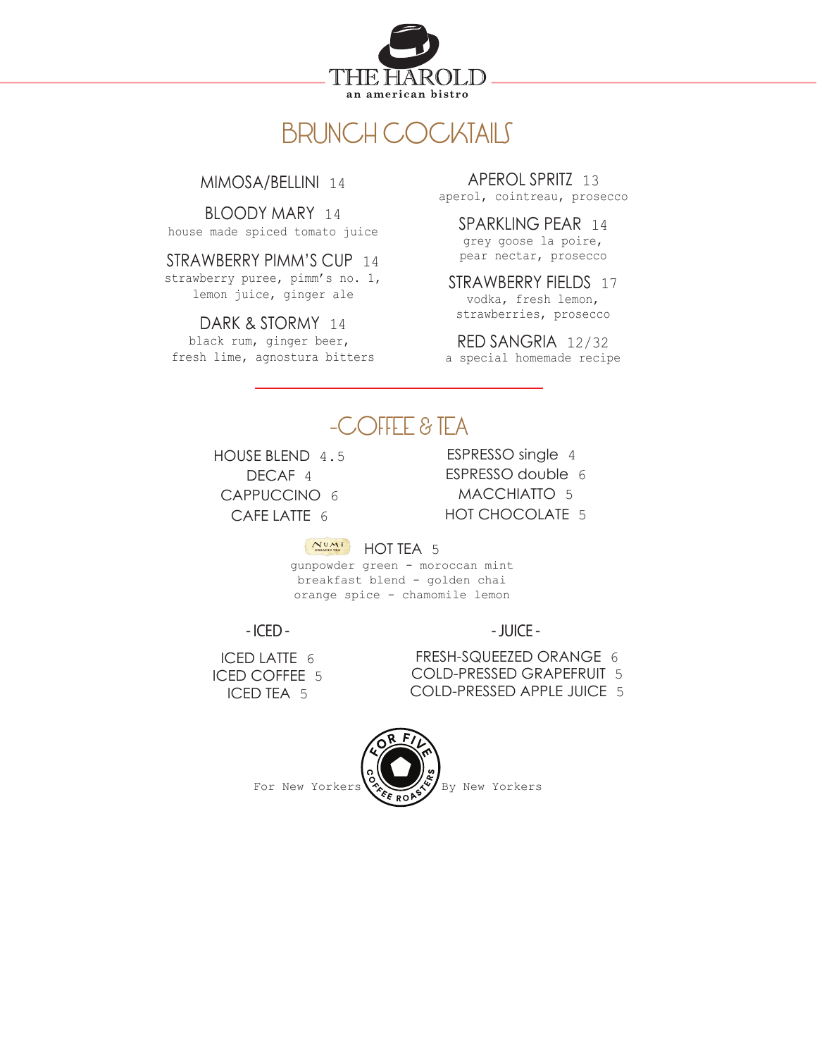# THE HAROLD

an american bistro

## BRUNCH COCKTAILS

MIMOSA/BELLINI 14

BLOODY MARY 14
house made spiced tomato juice

STRAWBERRY PIMM'S CUP 14
strawberry puree, pimm's no. 1, lemon juice, ginger ale

DARK & STORMY 14
black rum, ginger beer, fresh lime, agnostura bitters

APEROL SPRITZ 13
aperol, cointreau, prosecco

SPARKLING PEAR 14
grey goose la poire, pear nectar, prosecco

STRAWBERRY FIELDS 17
vodka, fresh lemon, strawberries, prosecco

RED SANGRIA 12/32
a special homemade recipe

## -COFFEE & TEA

HOUSE BLEND 4.5
DECAF 4
CAPPUCCINO 6
CAFE LATTE 6

ESPRESSO single 4
ESPRESSO double 6
MACCHIATTO 5
HOT CHOCOLATE 5

NUMI ORGANIC TEA HOT TEA 5
gunpowder green - moroccan mint
breakfast blend - golden chai
orange spice - chamomile lemon

### - ICED -

ICED LATTE 6
ICED COFFEE 5
ICED TEA 5

### - JUICE -

FRESH-SQUEEZED ORANGE 6
COLD-PRESSED GRAPEFRUIT 5
COLD-PRESSED APPLE JUICE 5

For New Yorkers FOR FIVE COFFEE ROASTERS By New Yorkers